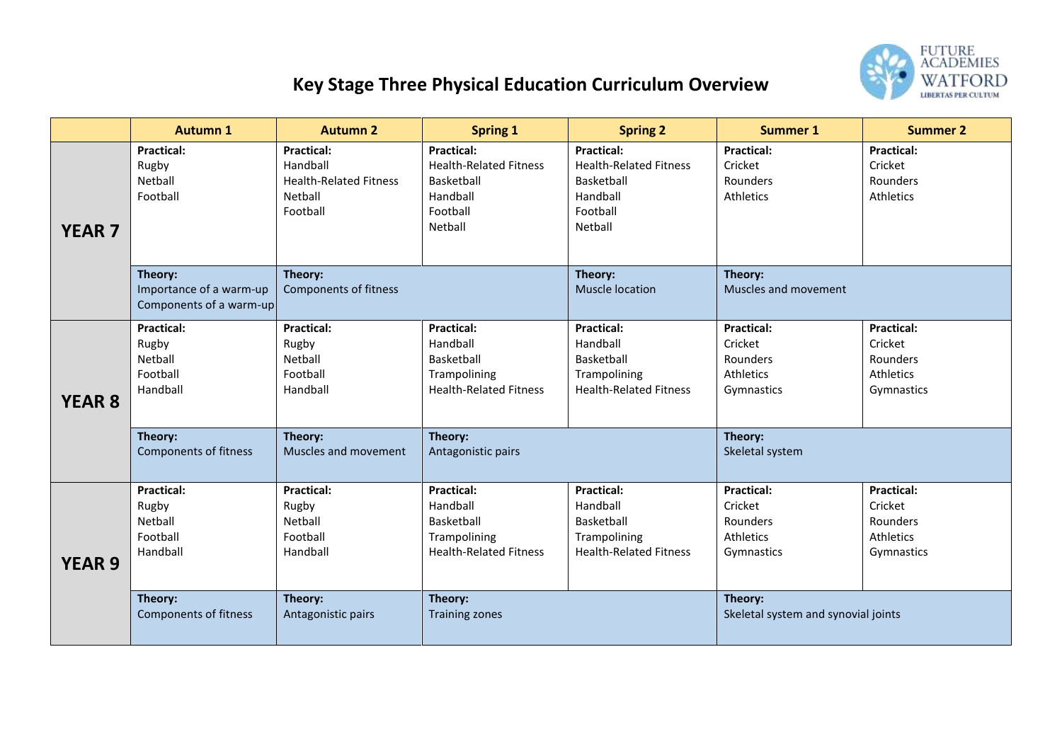# Key Stage Three Physical Education Curriculum Overview

| | Autumn 1 | Autumn 2 | Spring 1 | Spring 2 | Summer 1 | Summer 2 |
|---|---|---|---|---|---|---|
| **YEAR 7** | **Practical:**<br>Rugby<br>Netball<br>Football | **Practical:**<br>Handball<br>Health-Related Fitness<br>Netball<br>Football | **Practical:**<br>Health-Related Fitness<br>Basketball<br>Handball<br>Football<br>Netball | **Practical:**<br>Health-Related Fitness<br>Basketball<br>Handball<br>Football<br>Netball | **Practical:**<br>Cricket<br>Rounders<br>Athletics | **Practical:**<br>Cricket<br>Rounders<br>Athletics |
| | **Theory:**<br>Importance of a warm-up<br>Components of a warm-up | **Theory:**<br>Components of fitness | | **Theory:**<br>Muscle location | **Theory:**<br>Muscles and movement | |
| **YEAR 8** | **Practical:**<br>Rugby<br>Netball<br>Football<br>Handball | **Practical:**<br>Rugby<br>Netball<br>Football<br>Handball | **Practical:**<br>Handball<br>Basketball<br>Trampolining<br>Health-Related Fitness | **Practical:**<br>Handball<br>Basketball<br>Trampolining<br>Health-Related Fitness | **Practical:**<br>Cricket<br>Rounders<br>Athletics<br>Gymnastics | **Practical:**<br>Cricket<br>Rounders<br>Athletics<br>Gymnastics |
| | **Theory:**<br>Components of fitness | **Theory:**<br>Muscles and movement | **Theory:**<br>Antagonistic pairs | | **Theory:**<br>Skeletal system | |
| **YEAR 9** | **Practical:**<br>Rugby<br>Netball<br>Football<br>Handball | **Practical:**<br>Rugby<br>Netball<br>Football<br>Handball | **Practical:**<br>Handball<br>Basketball<br>Trampolining<br>Health-Related Fitness | **Practical:**<br>Handball<br>Basketball<br>Trampolining<br>Health-Related Fitness | **Practical:**<br>Cricket<br>Rounders<br>Athletics<br>Gymnastics | **Practical:**<br>Cricket<br>Rounders<br>Athletics<br>Gymnastics |
| | **Theory:**<br>Components of fitness | **Theory:**<br>Antagonistic pairs | **Theory:**<br>Training zones | | **Theory:**<br>Skeletal system and synovial joints | |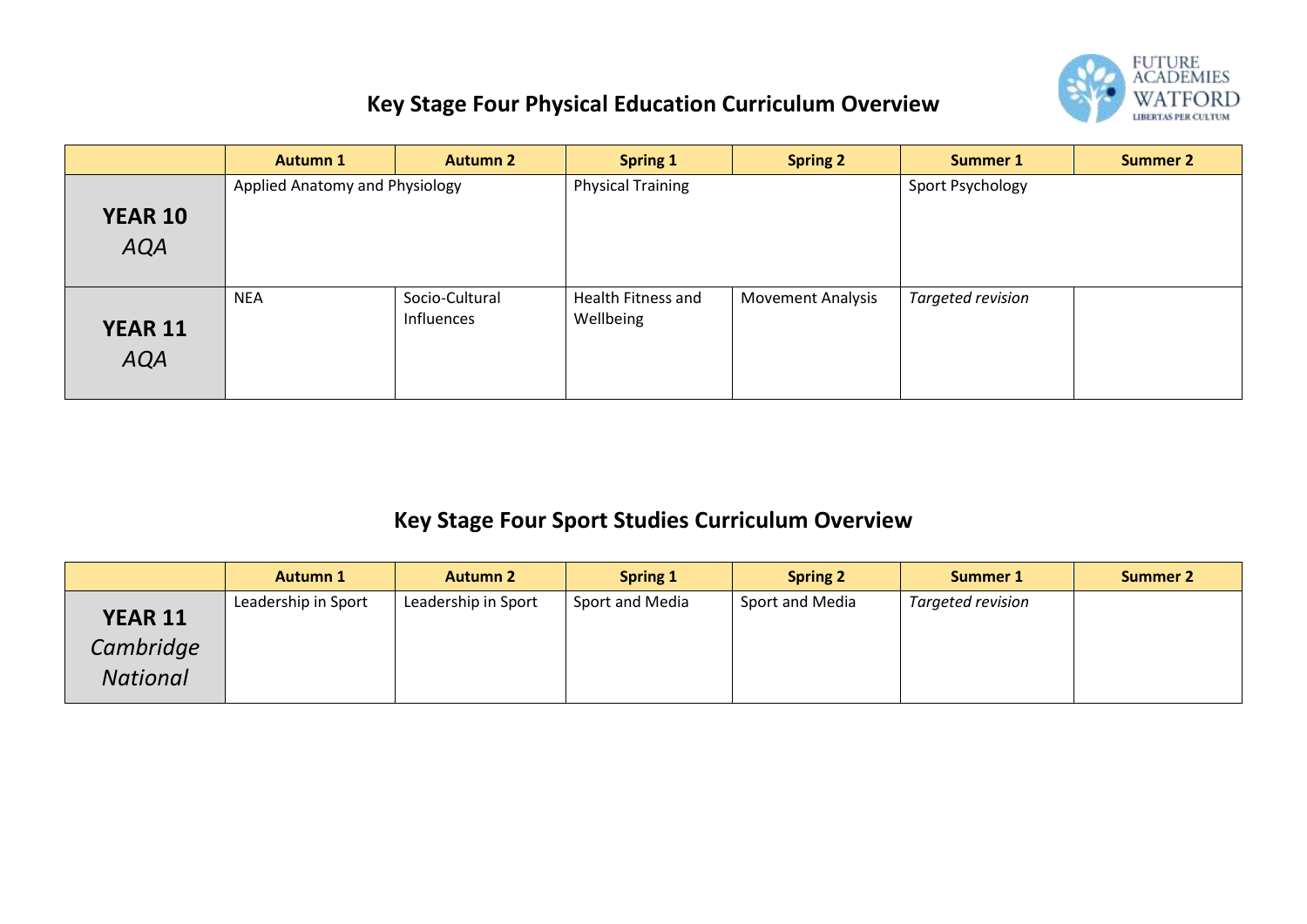# Key Stage Four Physical Education Curriculum Overview

FUTURE ACADEMIES WATFORD
LIBERTAS PER CULTUM

| | Autumn 1 | Autumn 2 | Spring 1 | Spring 2 | Summer 1 | Summer 2 |
|---|---|---|---|---|---|---|
| **YEAR 10** *AQA* | Applied Anatomy and Physiology | | Physical Training | | Sport Psychology | |
| **YEAR 11** *AQA* | NEA | Socio-Cultural Influences | Health Fitness and Wellbeing | Movement Analysis | *Targeted revision* | |

# Key Stage Four Sport Studies Curriculum Overview

| | Autumn 1 | Autumn 2 | Spring 1 | Spring 2 | Summer 1 | Summer 2 |
|---|---|---|---|---|---|---|
| **YEAR 11** *Cambridge National* | Leadership in Sport | Leadership in Sport | Sport and Media | Sport and Media | *Targeted revision* | |